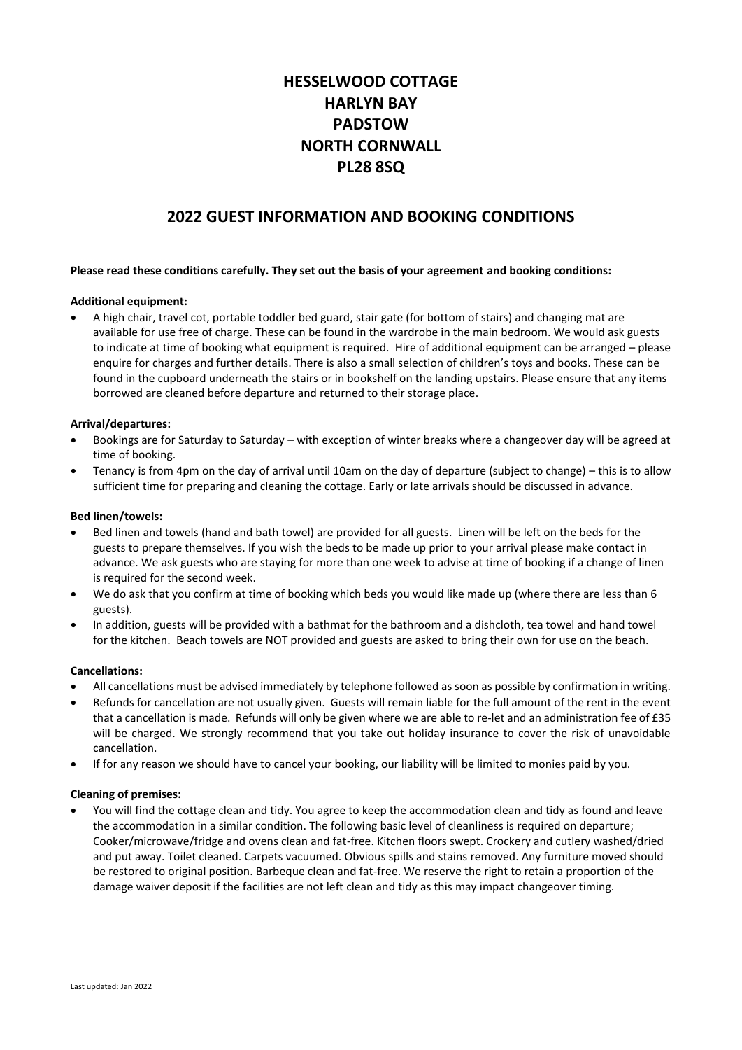# HESSELWOOD COTTAGE
# HARLYN BAY
# PADSTOW
# NORTH CORNWALL
# PL28 8SQ

## 2022 GUEST INFORMATION AND BOOKING CONDITIONS

**Please read these conditions carefully. They set out the basis of your agreement and booking conditions:**

**Additional equipment:**

- A high chair, travel cot, portable toddler bed guard, stair gate (for bottom of stairs) and changing mat are available for use free of charge. These can be found in the wardrobe in the main bedroom. We would ask guests to indicate at time of booking what equipment is required. Hire of additional equipment can be arranged – please enquire for charges and further details. There is also a small selection of children's toys and books. These can be found in the cupboard underneath the stairs or in bookshelf on the landing upstairs. Please ensure that any items borrowed are cleaned before departure and returned to their storage place.

**Arrival/departures:**

- Bookings are for Saturday to Saturday – with exception of winter breaks where a changeover day will be agreed at time of booking.
- Tenancy is from 4pm on the day of arrival until 10am on the day of departure (subject to change) – this is to allow sufficient time for preparing and cleaning the cottage. Early or late arrivals should be discussed in advance.

**Bed linen/towels:**

- Bed linen and towels (hand and bath towel) are provided for all guests. Linen will be left on the beds for the guests to prepare themselves. If you wish the beds to be made up prior to your arrival please make contact in advance. We ask guests who are staying for more than one week to advise at time of booking if a change of linen is required for the second week.
- We do ask that you confirm at time of booking which beds you would like made up (where there are less than 6 guests).
- In addition, guests will be provided with a bathmat for the bathroom and a dishcloth, tea towel and hand towel for the kitchen. Beach towels are NOT provided and guests are asked to bring their own for use on the beach.

**Cancellations:**

- All cancellations must be advised immediately by telephone followed as soon as possible by confirmation in writing.
- Refunds for cancellation are not usually given. Guests will remain liable for the full amount of the rent in the event that a cancellation is made. Refunds will only be given where we are able to re-let and an administration fee of £35 will be charged. We strongly recommend that you take out holiday insurance to cover the risk of unavoidable cancellation.
- If for any reason we should have to cancel your booking, our liability will be limited to monies paid by you.

**Cleaning of premises:**

- You will find the cottage clean and tidy. You agree to keep the accommodation clean and tidy as found and leave the accommodation in a similar condition. The following basic level of cleanliness is required on departure; Cooker/microwave/fridge and ovens clean and fat-free. Kitchen floors swept. Crockery and cutlery washed/dried and put away. Toilet cleaned. Carpets vacuumed. Obvious spills and stains removed. Any furniture moved should be restored to original position. Barbeque clean and fat-free. We reserve the right to retain a proportion of the damage waiver deposit if the facilities are not left clean and tidy as this may impact changeover timing.

Last updated: Jan 2022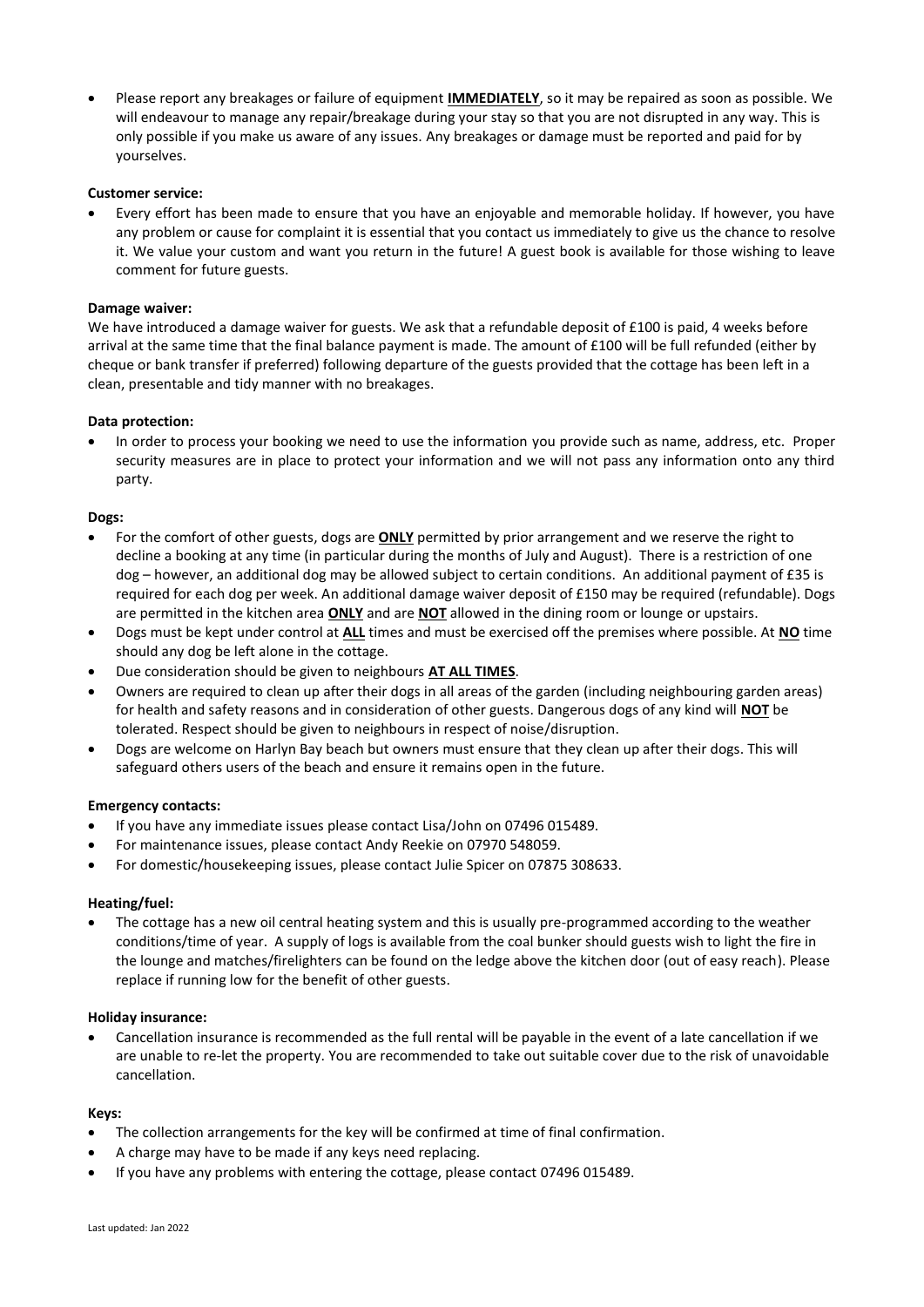- Please report any breakages or failure of equipment **IMMEDIATELY**, so it may be repaired as soon as possible. We will endeavour to manage any repair/breakage during your stay so that you are not disrupted in any way. This is only possible if you make us aware of any issues. Any breakages or damage must be reported and paid for by yourselves.

**Customer service:**

- Every effort has been made to ensure that you have an enjoyable and memorable holiday. If however, you have any problem or cause for complaint it is essential that you contact us immediately to give us the chance to resolve it. We value your custom and want you return in the future! A guest book is available for those wishing to leave comment for future guests.

**Damage waiver:**

We have introduced a damage waiver for guests. We ask that a refundable deposit of £100 is paid, 4 weeks before arrival at the same time that the final balance payment is made. The amount of £100 will be full refunded (either by cheque or bank transfer if preferred) following departure of the guests provided that the cottage has been left in a clean, presentable and tidy manner with no breakages.

**Data protection:**

- In order to process your booking we need to use the information you provide such as name, address, etc. Proper security measures are in place to protect your information and we will not pass any information onto any third party.

**Dogs:**

- For the comfort of other guests, dogs are **ONLY** permitted by prior arrangement and we reserve the right to decline a booking at any time (in particular during the months of July and August). There is a restriction of one dog – however, an additional dog may be allowed subject to certain conditions. An additional payment of £35 is required for each dog per week. An additional damage waiver deposit of £150 may be required (refundable). Dogs are permitted in the kitchen area **ONLY** and are **NOT** allowed in the dining room or lounge or upstairs.
- Dogs must be kept under control at **ALL** times and must be exercised off the premises where possible. At **NO** time should any dog be left alone in the cottage.
- Due consideration should be given to neighbours **AT ALL TIMES**.
- Owners are required to clean up after their dogs in all areas of the garden (including neighbouring garden areas) for health and safety reasons and in consideration of other guests. Dangerous dogs of any kind will **NOT** be tolerated. Respect should be given to neighbours in respect of noise/disruption.
- Dogs are welcome on Harlyn Bay beach but owners must ensure that they clean up after their dogs. This will safeguard others users of the beach and ensure it remains open in the future.

**Emergency contacts:**

- If you have any immediate issues please contact Lisa/John on 07496 015489.
- For maintenance issues, please contact Andy Reekie on 07970 548059.
- For domestic/housekeeping issues, please contact Julie Spicer on 07875 308633.

**Heating/fuel:**

- The cottage has a new oil central heating system and this is usually pre-programmed according to the weather conditions/time of year. A supply of logs is available from the coal bunker should guests wish to light the fire in the lounge and matches/firelighters can be found on the ledge above the kitchen door (out of easy reach). Please replace if running low for the benefit of other guests.

**Holiday insurance:**

- Cancellation insurance is recommended as the full rental will be payable in the event of a late cancellation if we are unable to re-let the property. You are recommended to take out suitable cover due to the risk of unavoidable cancellation.

**Keys:**

- The collection arrangements for the key will be confirmed at time of final confirmation.
- A charge may have to be made if any keys need replacing.
- If you have any problems with entering the cottage, please contact 07496 015489.

Last updated: Jan 2022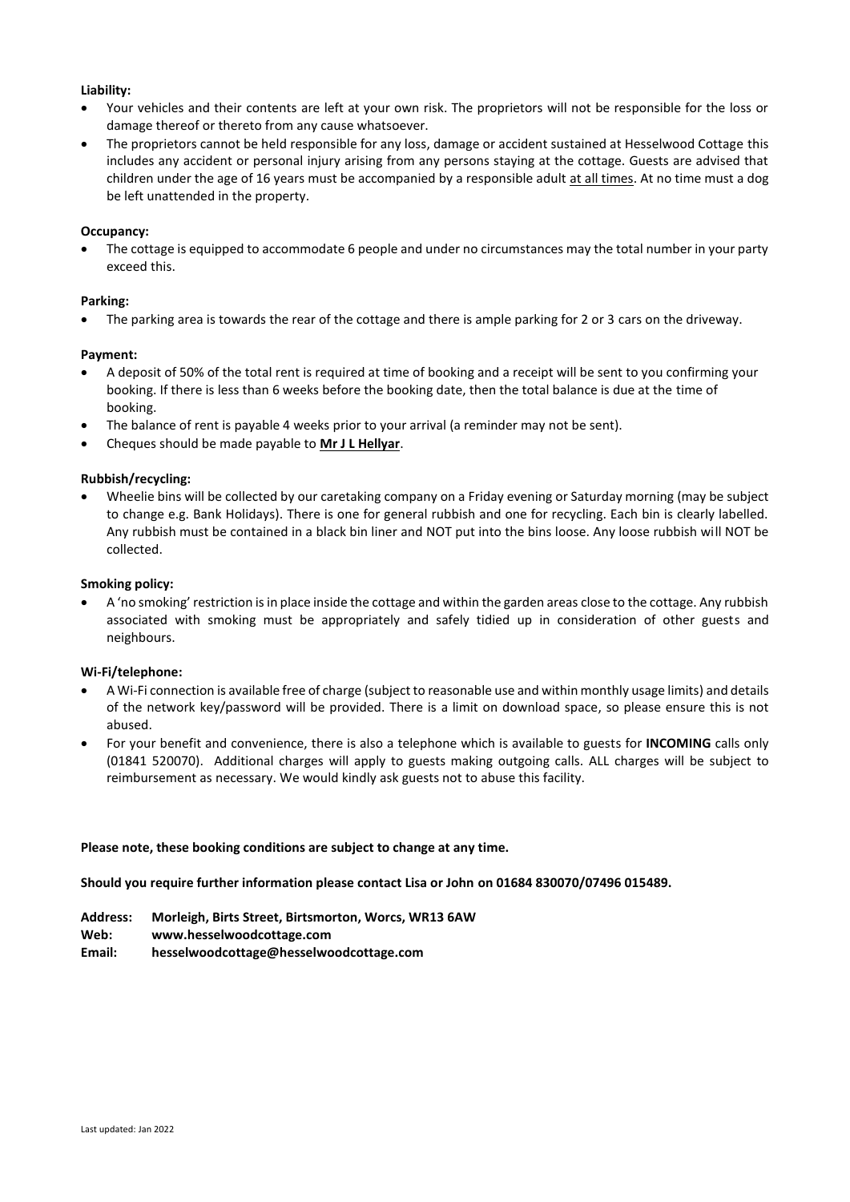**Liability:**

- Your vehicles and their contents are left at your own risk. The proprietors will not be responsible for the loss or damage thereof or thereto from any cause whatsoever.
- The proprietors cannot be held responsible for any loss, damage or accident sustained at Hesselwood Cottage this includes any accident or personal injury arising from any persons staying at the cottage. Guests are advised that children under the age of 16 years must be accompanied by a responsible adult at all times. At no time must a dog be left unattended in the property.

**Occupancy:**

- The cottage is equipped to accommodate 6 people and under no circumstances may the total number in your party exceed this.

**Parking:**

- The parking area is towards the rear of the cottage and there is ample parking for 2 or 3 cars on the driveway.

**Payment:**

- A deposit of 50% of the total rent is required at time of booking and a receipt will be sent to you confirming your booking. If there is less than 6 weeks before the booking date, then the total balance is due at the time of booking.
- The balance of rent is payable 4 weeks prior to your arrival (a reminder may not be sent).
- Cheques should be made payable to **Mr J L Hellyar**.

**Rubbish/recycling:**

- Wheelie bins will be collected by our caretaking company on a Friday evening or Saturday morning (may be subject to change e.g. Bank Holidays). There is one for general rubbish and one for recycling. Each bin is clearly labelled. Any rubbish must be contained in a black bin liner and NOT put into the bins loose. Any loose rubbish will NOT be collected.

**Smoking policy:**

- A 'no smoking' restriction is in place inside the cottage and within the garden areas close to the cottage. Any rubbish associated with smoking must be appropriately and safely tidied up in consideration of other guests and neighbours.

**Wi-Fi/telephone:**

- A Wi-Fi connection is available free of charge (subject to reasonable use and within monthly usage limits) and details of the network key/password will be provided. There is a limit on download space, so please ensure this is not abused.
- For your benefit and convenience, there is also a telephone which is available to guests for **INCOMING** calls only (01841 520070). Additional charges will apply to guests making outgoing calls. ALL charges will be subject to reimbursement as necessary. We would kindly ask guests not to abuse this facility.

**Please note, these booking conditions are subject to change at any time.**

**Should you require further information please contact Lisa or John on 01684 830070/07496 015489.**

**Address: Morleigh, Birts Street, Birtsmorton, Worcs, WR13 6AW**
**Web: www.hesselwoodcottage.com**
**Email: hesselwoodcottage@hesselwoodcottage.com**

Last updated: Jan 2022